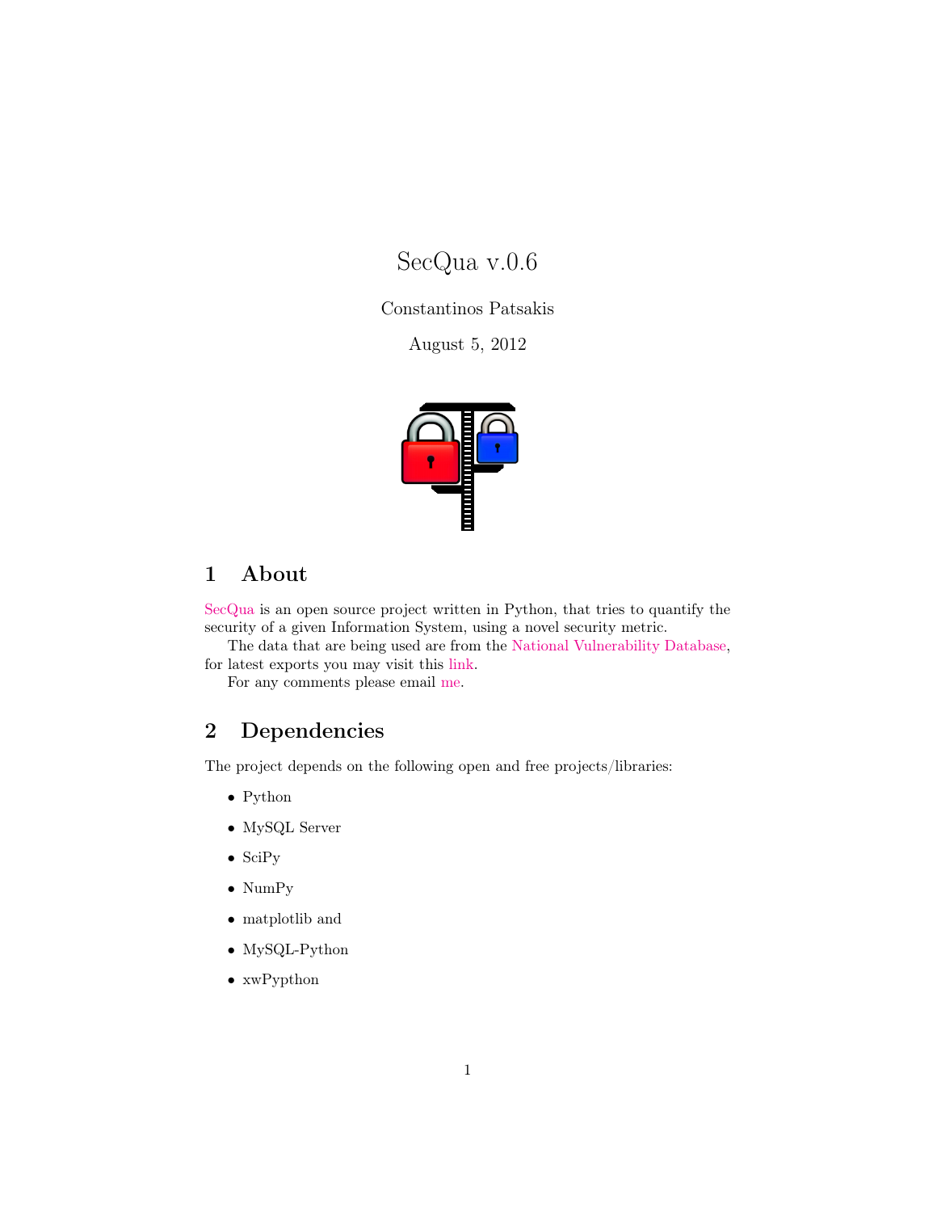# SecQua v.0.6

Constantinos Patsakis

August 5, 2012

## 1 About

SecQua is an open source project written in Python, that tries to quantify the security of a given Information System, using a novel security metric.

The data that are being used are from the National Vulnerability Database, for latest exports you may visit this link.

For any comments please email me.

## 2 Dependencies

The project depends on the following open and free projects/libraries:

- Python
- MySQL Server
- SciPy
- NumPy
- matplotlib and
- MySQL-Python
- xwPypthon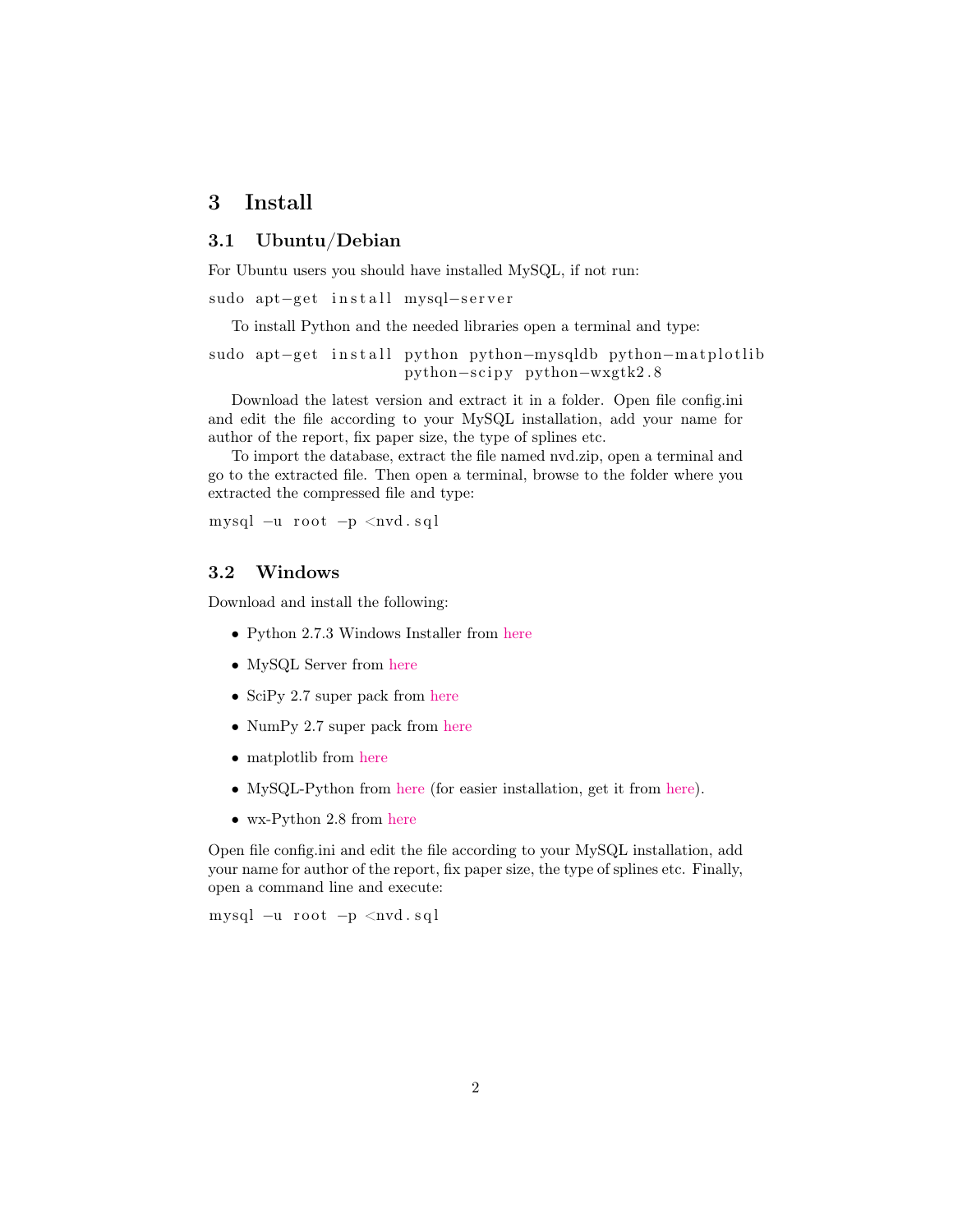## 3 Install

### 3.1 Ubuntu/Debian

For Ubuntu users you should have installed MySQL, if not run:

```
sudo apt-get install mysql-server
```

To install Python and the needed libraries open a terminal and type:

```
sudo apt-get install python python-mysqldb python-matplotlib
                     python-scipy python-wxgtk2.8
```

Download the latest version and extract it in a folder. Open file config.ini and edit the file according to your MySQL installation, add your name for author of the report, fix paper size, the type of splines etc.

To import the database, extract the file named nvd.zip, open a terminal and go to the extracted file. Then open a terminal, browse to the folder where you extracted the compressed file and type:

```
mysql -u root -p <nvd.sql
```

### 3.2 Windows

Download and install the following:

- Python 2.7.3 Windows Installer from here
- MySQL Server from here
- SciPy 2.7 super pack from here
- NumPy 2.7 super pack from here
- matplotlib from here
- MySQL-Python from here (for easier installation, get it from here).
- wx-Python 2.8 from here

Open file config.ini and edit the file according to your MySQL installation, add your name for author of the report, fix paper size, the type of splines etc. Finally, open a command line and execute:

```
mysql -u root -p <nvd.sql
```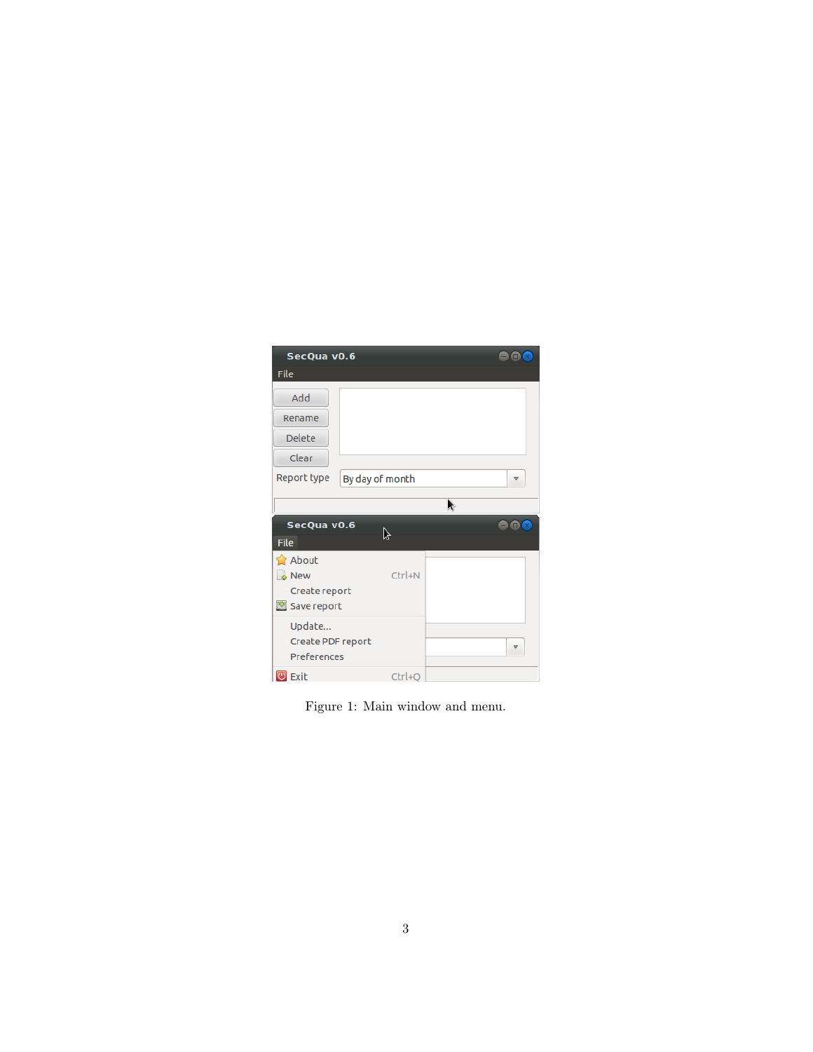Figure 1: Main window and menu.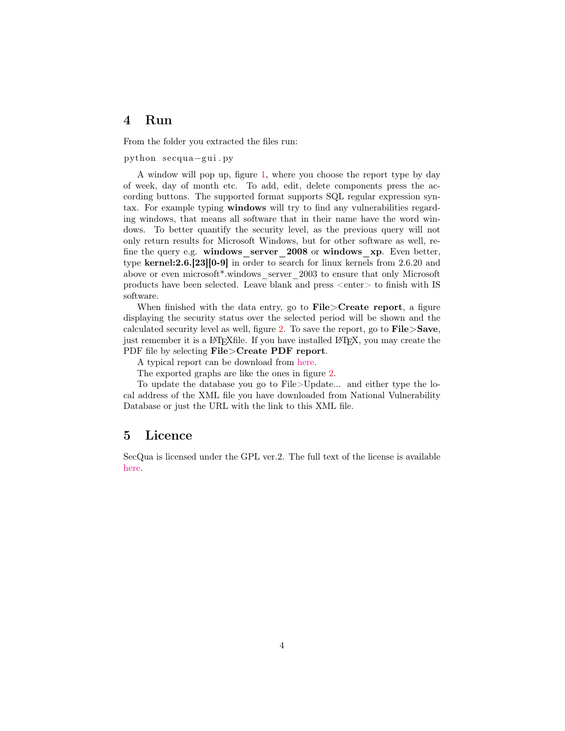## 4 Run

From the folder you extracted the files run:

```
python secqua-gui.py
```

A window will pop up, figure 1, where you choose the report type by day of week, day of month etc. To add, edit, delete components press the according buttons. The supported format supports SQL regular expression syntax. For example typing **windows** will try to find any vulnerabilities regarding windows, that means all software that in their name have the word windows. To better quantify the security level, as the previous query will not only return results for Microsoft Windows, but for other software as well, refine the query e.g. **windows_server_2008** or **windows_xp**. Even better, type **kernel:2.6.[23][0-9]** in order to search for linux kernels from 2.6.20 and above or even microsoft*.windows_server_2003 to ensure that only Microsoft products have been selected. Leave blank and press <enter> to finish with IS software.

When finished with the data entry, go to **File>Create report**, a figure displaying the security status over the selected period will be shown and the calculated security level as well, figure 2. To save the report, go to **File>Save**, just remember it is a LaTeXfile. If you have installed LaTeX, you may create the PDF file by selecting **File>Create PDF report**.

A typical report can be download from here.

The exported graphs are like the ones in figure 2.

To update the database you go to File>Update... and either type the local address of the XML file you have downloaded from National Vulnerability Database or just the URL with the link to this XML file.

## 5 Licence

SecQua is licensed under the GPL ver.2. The full text of the license is available here.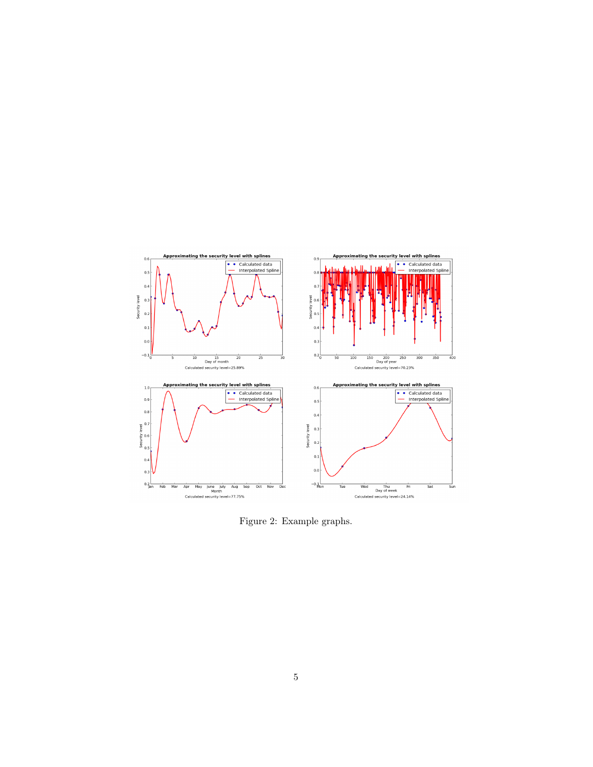Approximating the security level with splines

Calculated data
Interpolated Spline

Security level

Day of month

Calculated security level=25.89%

Approximating the security level with splines

Calculated data
Interpolated Spline

Security level

Day of year

Calculated security level=70.23%

Approximating the security level with splines

Calculated data
Interpolated Spline

Security level

Jan Feb Mar Apr May June July Aug Sep Oct Nov Dec

Month

Calculated security level=77.75%

Approximating the security level with splines

Calculated data
Interpolated Spline

Security level

Mon Tue Wed Thu Fri Sat Sun

Day of week

Calculated security level=24.14%

Figure 2: Example graphs.